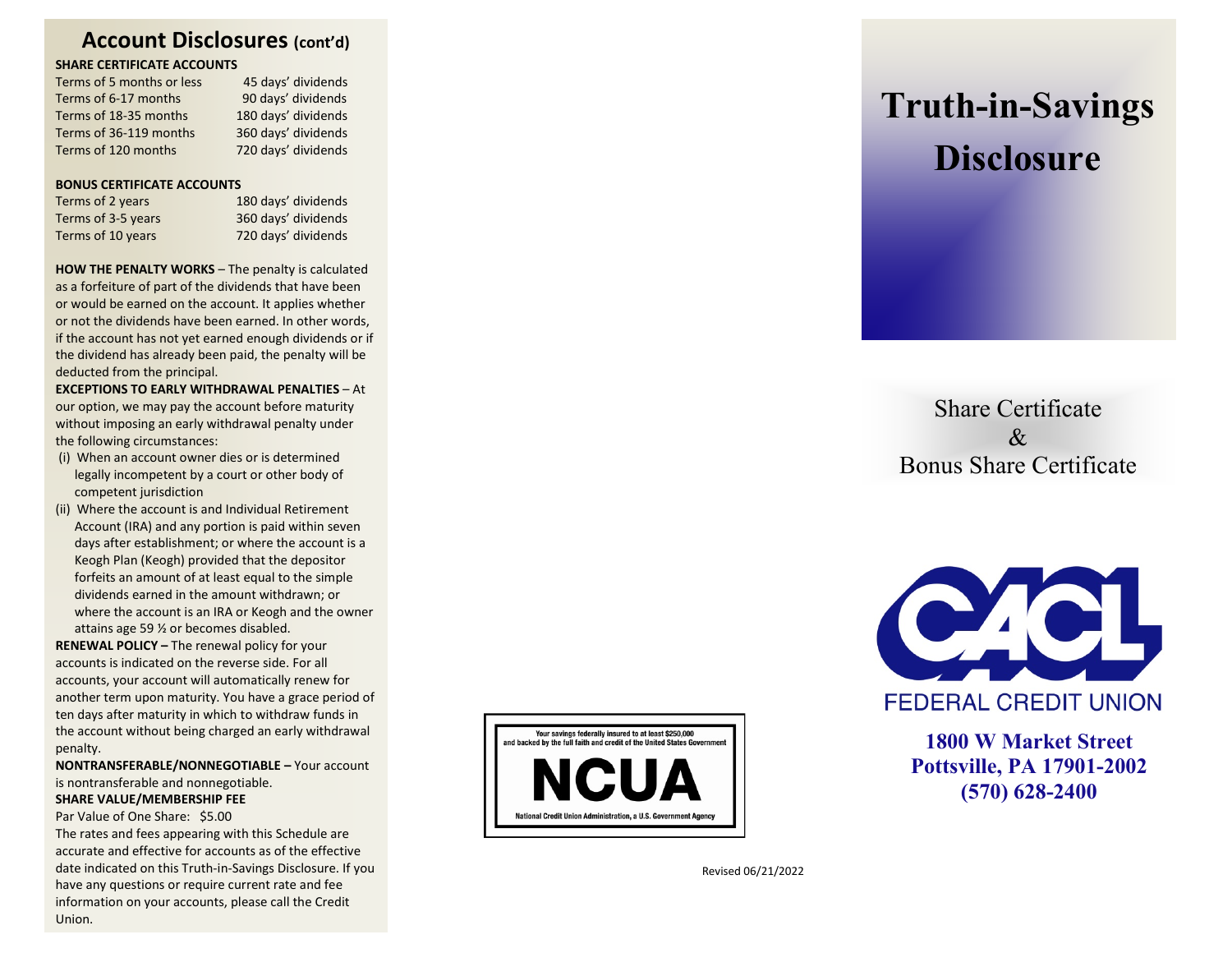## Account Disclosures (cont'd)

**SHARE CERTIFICATE ACCOUNTS**

| | |
|---|---|
| Terms of 5 months or less | 45 days' dividends |
| Terms of 6-17 months | 90 days' dividends |
| Terms of 18-35 months | 180 days' dividends |
| Terms of 36-119 months | 360 days' dividends |
| Terms of 120 months | 720 days' dividends |

**BONUS CERTIFICATE ACCOUNTS**

| | |
|---|---|
| Terms of 2 years | 180 days' dividends |
| Terms of 3-5 years | 360 days' dividends |
| Terms of 10 years | 720 days' dividends |

**HOW THE PENALTY WORKS** – The penalty is calculated as a forfeiture of part of the dividends that have been or would be earned on the account. It applies whether or not the dividends have been earned. In other words, if the account has not yet earned enough dividends or if the dividend has already been paid, the penalty will be deducted from the principal.

**EXCEPTIONS TO EARLY WITHDRAWAL PENALTIES** – At our option, we may pay the account before maturity without imposing an early withdrawal penalty under the following circumstances:

(i) When an account owner dies or is determined legally incompetent by a court or other body of competent jurisdiction

(ii) Where the account is and Individual Retirement Account (IRA) and any portion is paid within seven days after establishment; or where the account is a Keogh Plan (Keogh) provided that the depositor forfeits an amount of at least equal to the simple dividends earned in the amount withdrawn; or where the account is an IRA or Keogh and the owner attains age 59 ½ or becomes disabled.

**RENEWAL POLICY –** The renewal policy for your accounts is indicated on the reverse side. For all accounts, your account will automatically renew for another term upon maturity. You have a grace period of ten days after maturity in which to withdraw funds in the account without being charged an early withdrawal penalty.

**NONTRANSFERABLE/NONNEGOTIABLE –** Your account is nontransferable and nonnegotiable.

**SHARE VALUE/MEMBERSHIP FEE**

Par Value of One Share: $5.00

The rates and fees appearing with this Schedule are accurate and effective for accounts as of the effective date indicated on this Truth-in-Savings Disclosure. If you have any questions or require current rate and fee information on your accounts, please call the Credit Union.

Your savings federally insured to at least $250,000 and backed by the full faith and credit of the United States Government

NCUA

National Credit Union Administration, a U.S. Government Agency

Revised 06/21/2022

# Truth-in-Savings Disclosure

Share Certificate
&
Bonus Share Certificate

CACL FEDERAL CREDIT UNION

**1800 W Market Street**
**Pottsville, PA 17901-2002**
**(570) 628-2400**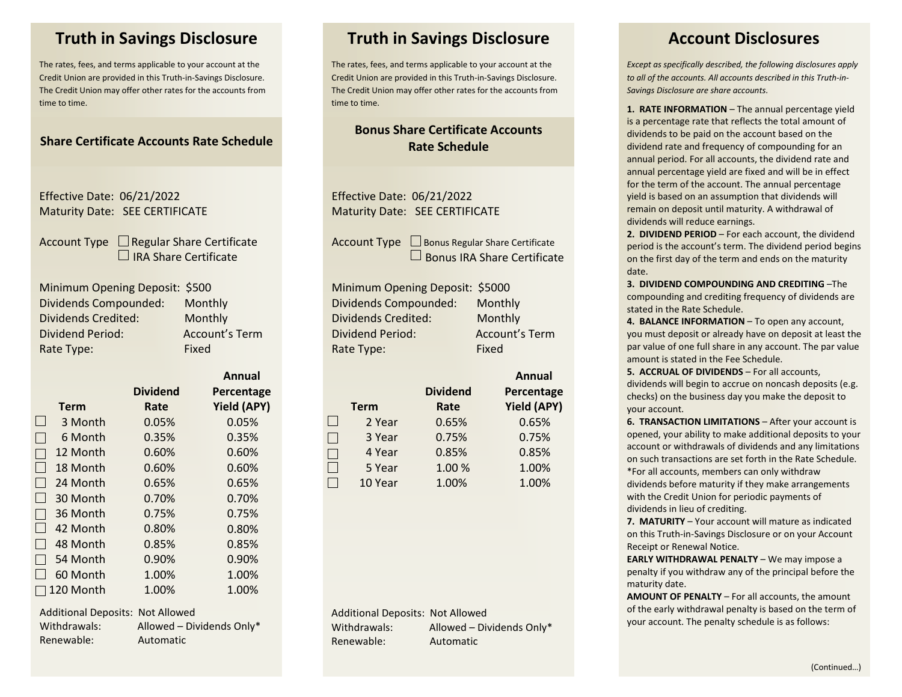# Truth in Savings Disclosure

The rates, fees, and terms applicable to your account at the Credit Union are provided in this Truth-in-Savings Disclosure. The Credit Union may offer other rates for the accounts from time to time.

## Share Certificate Accounts Rate Schedule

Effective Date: 06/21/2022
Maturity Date: SEE CERTIFICATE

Account Type ☐ Regular Share Certificate
☐ IRA Share Certificate

Minimum Opening Deposit: $500
Dividends Compounded: Monthly
Dividends Credited: Monthly
Dividend Period: Account's Term
Rate Type: Fixed

| | Term | Dividend Rate | Annual Percentage Yield (APY) |
|---|---|---|---|
| ☐ | 3 Month | 0.05% | 0.05% |
| ☐ | 6 Month | 0.35% | 0.35% |
| ☐ | 12 Month | 0.60% | 0.60% |
| ☐ | 18 Month | 0.60% | 0.60% |
| ☐ | 24 Month | 0.65% | 0.65% |
| ☐ | 30 Month | 0.70% | 0.70% |
| ☐ | 36 Month | 0.75% | 0.75% |
| ☐ | 42 Month | 0.80% | 0.80% |
| ☐ | 48 Month | 0.85% | 0.85% |
| ☐ | 54 Month | 0.90% | 0.90% |
| ☐ | 60 Month | 1.00% | 1.00% |
| ☐ | 120 Month | 1.00% | 1.00% |

Additional Deposits: Not Allowed
Withdrawals: Allowed – Dividends Only*
Renewable: Automatic

# Truth in Savings Disclosure

The rates, fees, and terms applicable to your account at the Credit Union are provided in this Truth-in-Savings Disclosure. The Credit Union may offer other rates for the accounts from time to time.

## Bonus Share Certificate Accounts Rate Schedule

Effective Date: 06/21/2022
Maturity Date: SEE CERTIFICATE

Account Type ☐ Bonus Regular Share Certificate
☐ Bonus IRA Share Certificate

Minimum Opening Deposit: $5000
Dividends Compounded: Monthly
Dividends Credited: Monthly
Dividend Period: Account's Term
Rate Type: Fixed

| | Term | Dividend Rate | Annual Percentage Yield (APY) |
|---|---|---|---|
| ☐ | 2 Year | 0.65% | 0.65% |
| ☐ | 3 Year | 0.75% | 0.75% |
| ☐ | 4 Year | 0.85% | 0.85% |
| ☐ | 5 Year | 1.00 % | 1.00% |
| ☐ | 10 Year | 1.00% | 1.00% |

Additional Deposits: Not Allowed
Withdrawals: Allowed – Dividends Only*
Renewable: Automatic

# Account Disclosures

*Except as specifically described, the following disclosures apply to all of the accounts. All accounts described in this Truth-in-Savings Disclosure are share accounts.*

**1. RATE INFORMATION** – The annual percentage yield is a percentage rate that reflects the total amount of dividends to be paid on the account based on the dividend rate and frequency of compounding for an annual period. For all accounts, the dividend rate and annual percentage yield are fixed and will be in effect for the term of the account. The annual percentage yield is based on an assumption that dividends will remain on deposit until maturity. A withdrawal of dividends will reduce earnings.

**2. DIVIDEND PERIOD** – For each account, the dividend period is the account's term. The dividend period begins on the first day of the term and ends on the maturity date.

**3. DIVIDEND COMPOUNDING AND CREDITING** –The compounding and crediting frequency of dividends are stated in the Rate Schedule.

**4. BALANCE INFORMATION** – To open any account, you must deposit or already have on deposit at least the par value of one full share in any account. The par value amount is stated in the Fee Schedule.

**5. ACCRUAL OF DIVIDENDS** – For all accounts, dividends will begin to accrue on noncash deposits (e.g. checks) on the business day you make the deposit to your account.

**6. TRANSACTION LIMITATIONS** – After your account is opened, your ability to make additional deposits to your account or withdrawals of dividends and any limitations on such transactions are set forth in the Rate Schedule.
*For all accounts, members can only withdraw dividends before maturity if they make arrangements with the Credit Union for periodic payments of dividends in lieu of crediting.

**7. MATURITY** – Your account will mature as indicated on this Truth-in-Savings Disclosure or on your Account Receipt or Renewal Notice.

**EARLY WITHDRAWAL PENALTY** – We may impose a penalty if you withdraw any of the principal before the maturity date.

**AMOUNT OF PENALTY** – For all accounts, the amount of the early withdrawal penalty is based on the term of your account. The penalty schedule is as follows:

(Continued…)